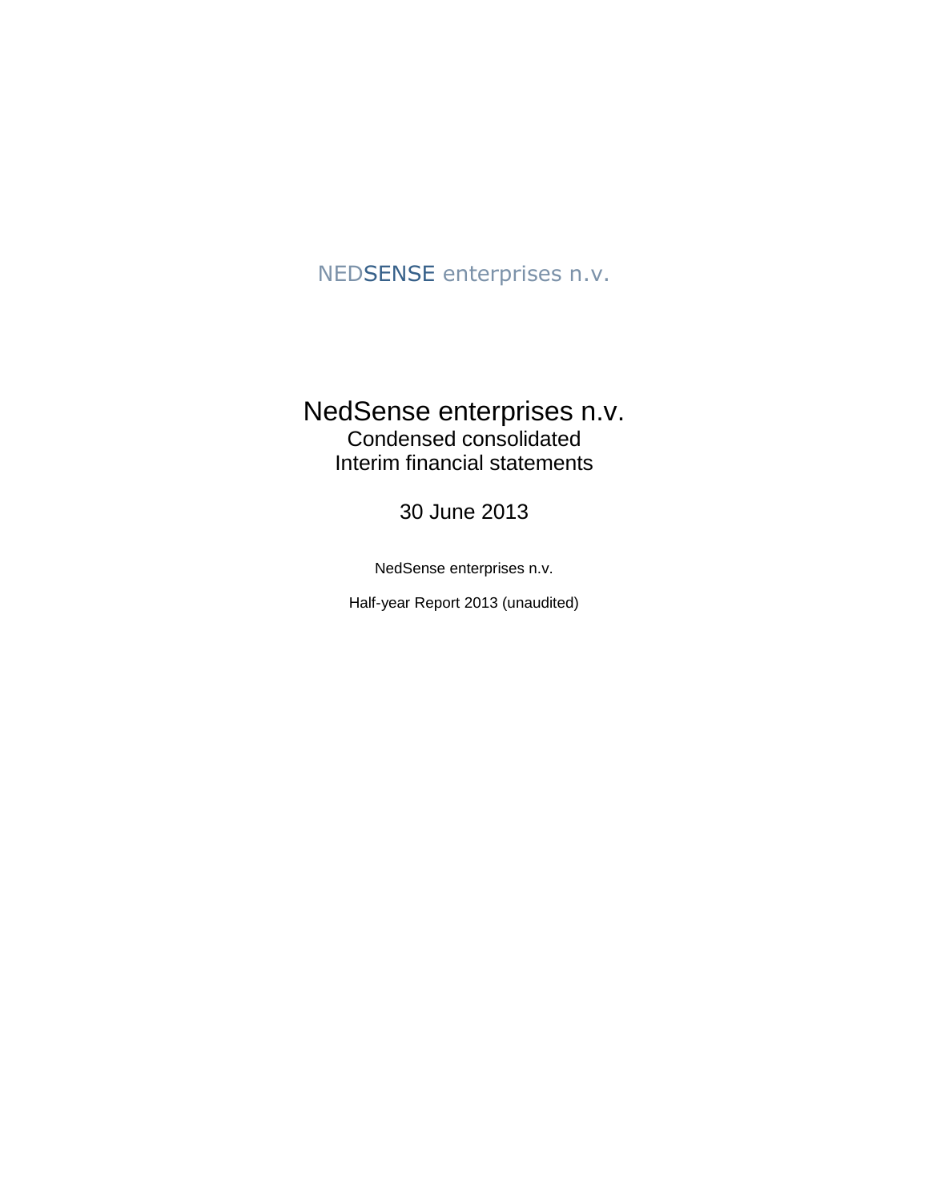NEDSENSE enterprises n.v.

# NedSense enterprises n.v.

## Condensed consolidated
## Interim financial statements

## 30 June 2013

NedSense enterprises n.v.

Half-year Report 2013 (unaudited)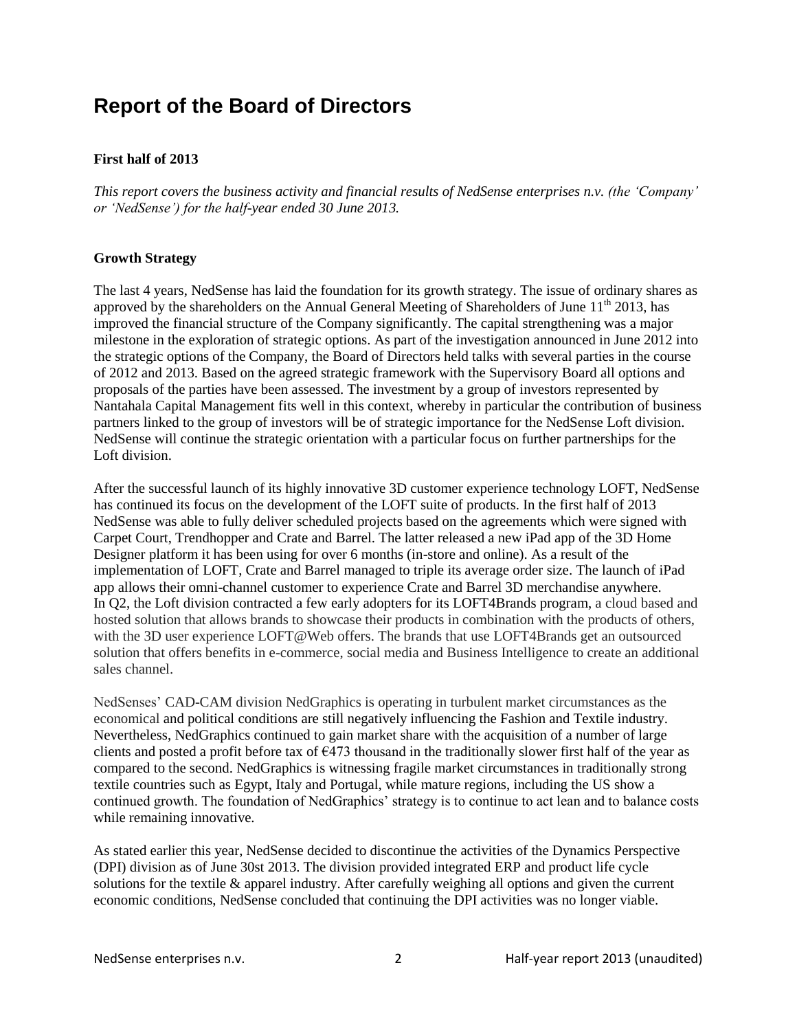# Report of the Board of Directors

**First half of 2013**

*This report covers the business activity and financial results of NedSense enterprises n.v. (the 'Company' or 'NedSense') for the half-year ended 30 June 2013.*

**Growth Strategy**

The last 4 years, NedSense has laid the foundation for its growth strategy. The issue of ordinary shares as approved by the shareholders on the Annual General Meeting of Shareholders of June 11th 2013, has improved the financial structure of the Company significantly. The capital strengthening was a major milestone in the exploration of strategic options. As part of the investigation announced in June 2012 into the strategic options of the Company, the Board of Directors held talks with several parties in the course of 2012 and 2013. Based on the agreed strategic framework with the Supervisory Board all options and proposals of the parties have been assessed. The investment by a group of investors represented by Nantahala Capital Management fits well in this context, whereby in particular the contribution of business partners linked to the group of investors will be of strategic importance for the NedSense Loft division. NedSense will continue the strategic orientation with a particular focus on further partnerships for the Loft division.

After the successful launch of its highly innovative 3D customer experience technology LOFT, NedSense has continued its focus on the development of the LOFT suite of products. In the first half of 2013 NedSense was able to fully deliver scheduled projects based on the agreements which were signed with Carpet Court, Trendhopper and Crate and Barrel. The latter released a new iPad app of the 3D Home Designer platform it has been using for over 6 months (in-store and online). As a result of the implementation of LOFT, Crate and Barrel managed to triple its average order size. The launch of iPad app allows their omni-channel customer to experience Crate and Barrel 3D merchandise anywhere. In Q2, the Loft division contracted a few early adopters for its LOFT4Brands program, a cloud based and hosted solution that allows brands to showcase their products in combination with the products of others, with the 3D user experience LOFT@Web offers. The brands that use LOFT4Brands get an outsourced solution that offers benefits in e-commerce, social media and Business Intelligence to create an additional sales channel.

NedSenses' CAD-CAM division NedGraphics is operating in turbulent market circumstances as the economical and political conditions are still negatively influencing the Fashion and Textile industry. Nevertheless, NedGraphics continued to gain market share with the acquisition of a number of large clients and posted a profit before tax of €473 thousand in the traditionally slower first half of the year as compared to the second. NedGraphics is witnessing fragile market circumstances in traditionally strong textile countries such as Egypt, Italy and Portugal, while mature regions, including the US show a continued growth. The foundation of NedGraphics' strategy is to continue to act lean and to balance costs while remaining innovative.

As stated earlier this year, NedSense decided to discontinue the activities of the Dynamics Perspective (DPI) division as of June 30st 2013. The division provided integrated ERP and product life cycle solutions for the textile & apparel industry. After carefully weighing all options and given the current economic conditions, NedSense concluded that continuing the DPI activities was no longer viable.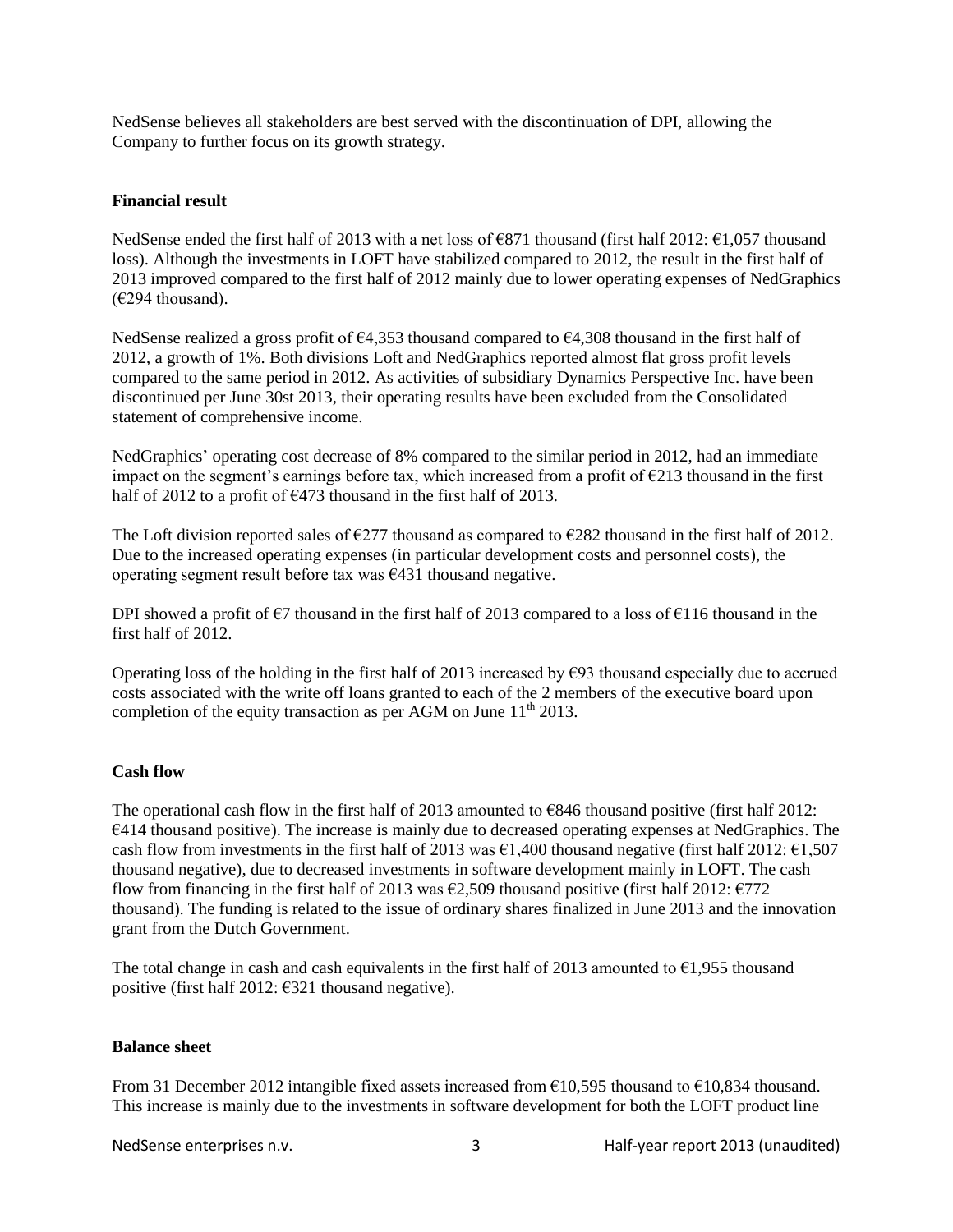NedSense believes all stakeholders are best served with the discontinuation of DPI, allowing the Company to further focus on its growth strategy.

**Financial result**

NedSense ended the first half of 2013 with a net loss of €871 thousand (first half 2012: €1,057 thousand loss). Although the investments in LOFT have stabilized compared to 2012, the result in the first half of 2013 improved compared to the first half of 2012 mainly due to lower operating expenses of NedGraphics (€294 thousand).

NedSense realized a gross profit of €4,353 thousand compared to €4,308 thousand in the first half of 2012, a growth of 1%. Both divisions Loft and NedGraphics reported almost flat gross profit levels compared to the same period in 2012. As activities of subsidiary Dynamics Perspective Inc. have been discontinued per June 30st 2013, their operating results have been excluded from the Consolidated statement of comprehensive income.

NedGraphics' operating cost decrease of 8% compared to the similar period in 2012, had an immediate impact on the segment's earnings before tax, which increased from a profit of €213 thousand in the first half of 2012 to a profit of €473 thousand in the first half of 2013.

The Loft division reported sales of €277 thousand as compared to €282 thousand in the first half of 2012. Due to the increased operating expenses (in particular development costs and personnel costs), the operating segment result before tax was €431 thousand negative.

DPI showed a profit of €7 thousand in the first half of 2013 compared to a loss of €116 thousand in the first half of 2012.

Operating loss of the holding in the first half of 2013 increased by €93 thousand especially due to accrued costs associated with the write off loans granted to each of the 2 members of the executive board upon completion of the equity transaction as per AGM on June 11th 2013.

**Cash flow**

The operational cash flow in the first half of 2013 amounted to €846 thousand positive (first half 2012: €414 thousand positive). The increase is mainly due to decreased operating expenses at NedGraphics. The cash flow from investments in the first half of 2013 was €1,400 thousand negative (first half 2012: €1,507 thousand negative), due to decreased investments in software development mainly in LOFT. The cash flow from financing in the first half of 2013 was €2,509 thousand positive (first half 2012: €772 thousand). The funding is related to the issue of ordinary shares finalized in June 2013 and the innovation grant from the Dutch Government.

The total change in cash and cash equivalents in the first half of 2013 amounted to €1,955 thousand positive (first half 2012: €321 thousand negative).

**Balance sheet**

From 31 December 2012 intangible fixed assets increased from €10,595 thousand to €10,834 thousand. This increase is mainly due to the investments in software development for both the LOFT product line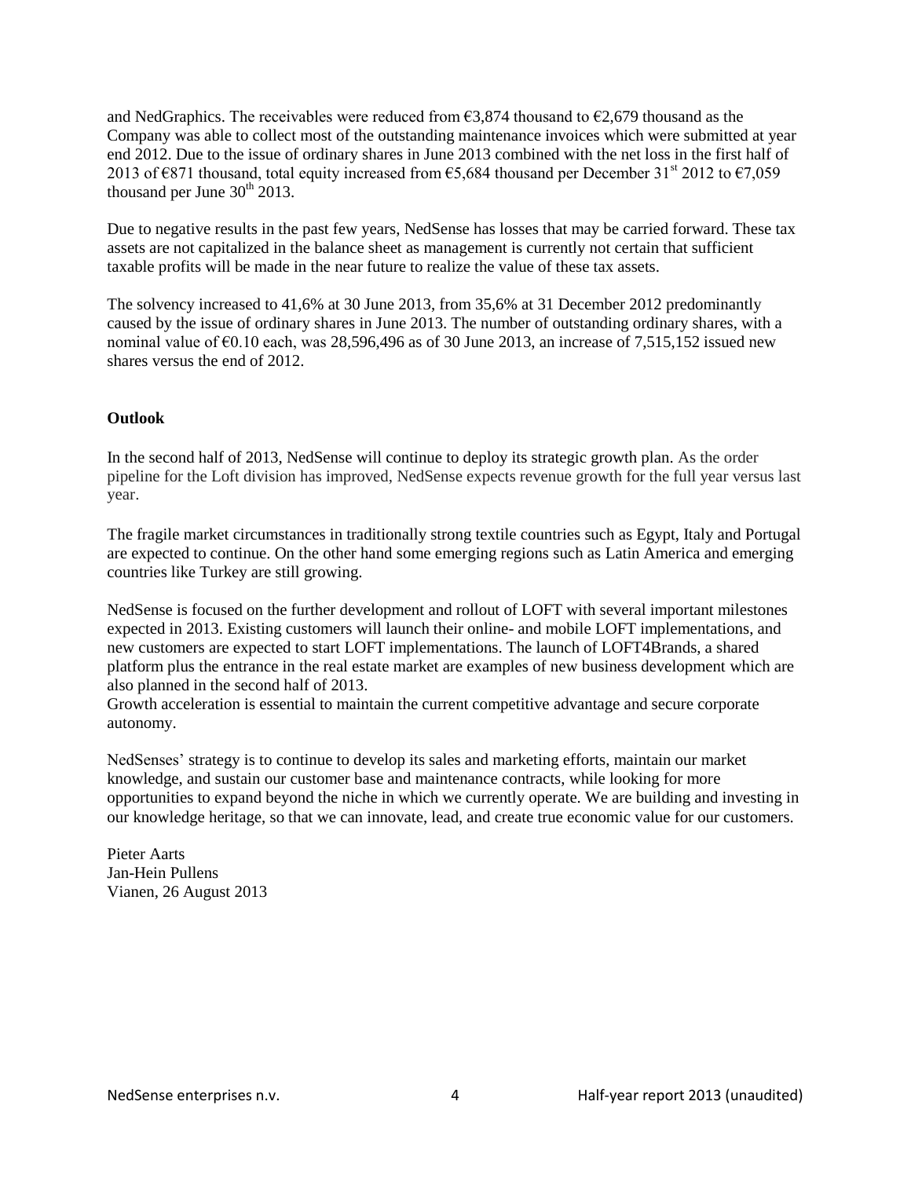and NedGraphics. The receivables were reduced from €3,874 thousand to €2,679 thousand as the Company was able to collect most of the outstanding maintenance invoices which were submitted at year end 2012. Due to the issue of ordinary shares in June 2013 combined with the net loss in the first half of 2013 of €871 thousand, total equity increased from €5,684 thousand per December 31st 2012 to €7,059 thousand per June 30th 2013.

Due to negative results in the past few years, NedSense has losses that may be carried forward. These tax assets are not capitalized in the balance sheet as management is currently not certain that sufficient taxable profits will be made in the near future to realize the value of these tax assets.

The solvency increased to 41,6% at 30 June 2013, from 35,6% at 31 December 2012 predominantly caused by the issue of ordinary shares in June 2013. The number of outstanding ordinary shares, with a nominal value of €0.10 each, was 28,596,496 as of 30 June 2013, an increase of 7,515,152 issued new shares versus the end of 2012.

**Outlook**

In the second half of 2013, NedSense will continue to deploy its strategic growth plan. As the order pipeline for the Loft division has improved, NedSense expects revenue growth for the full year versus last year.

The fragile market circumstances in traditionally strong textile countries such as Egypt, Italy and Portugal are expected to continue. On the other hand some emerging regions such as Latin America and emerging countries like Turkey are still growing.

NedSense is focused on the further development and rollout of LOFT with several important milestones expected in 2013. Existing customers will launch their online- and mobile LOFT implementations, and new customers are expected to start LOFT implementations. The launch of LOFT4Brands, a shared platform plus the entrance in the real estate market are examples of new business development which are also planned in the second half of 2013.
Growth acceleration is essential to maintain the current competitive advantage and secure corporate autonomy.

NedSenses' strategy is to continue to develop its sales and marketing efforts, maintain our market knowledge, and sustain our customer base and maintenance contracts, while looking for more opportunities to expand beyond the niche in which we currently operate. We are building and investing in our knowledge heritage, so that we can innovate, lead, and create true economic value for our customers.

Pieter Aarts
Jan-Hein Pullens
Vianen, 26 August 2013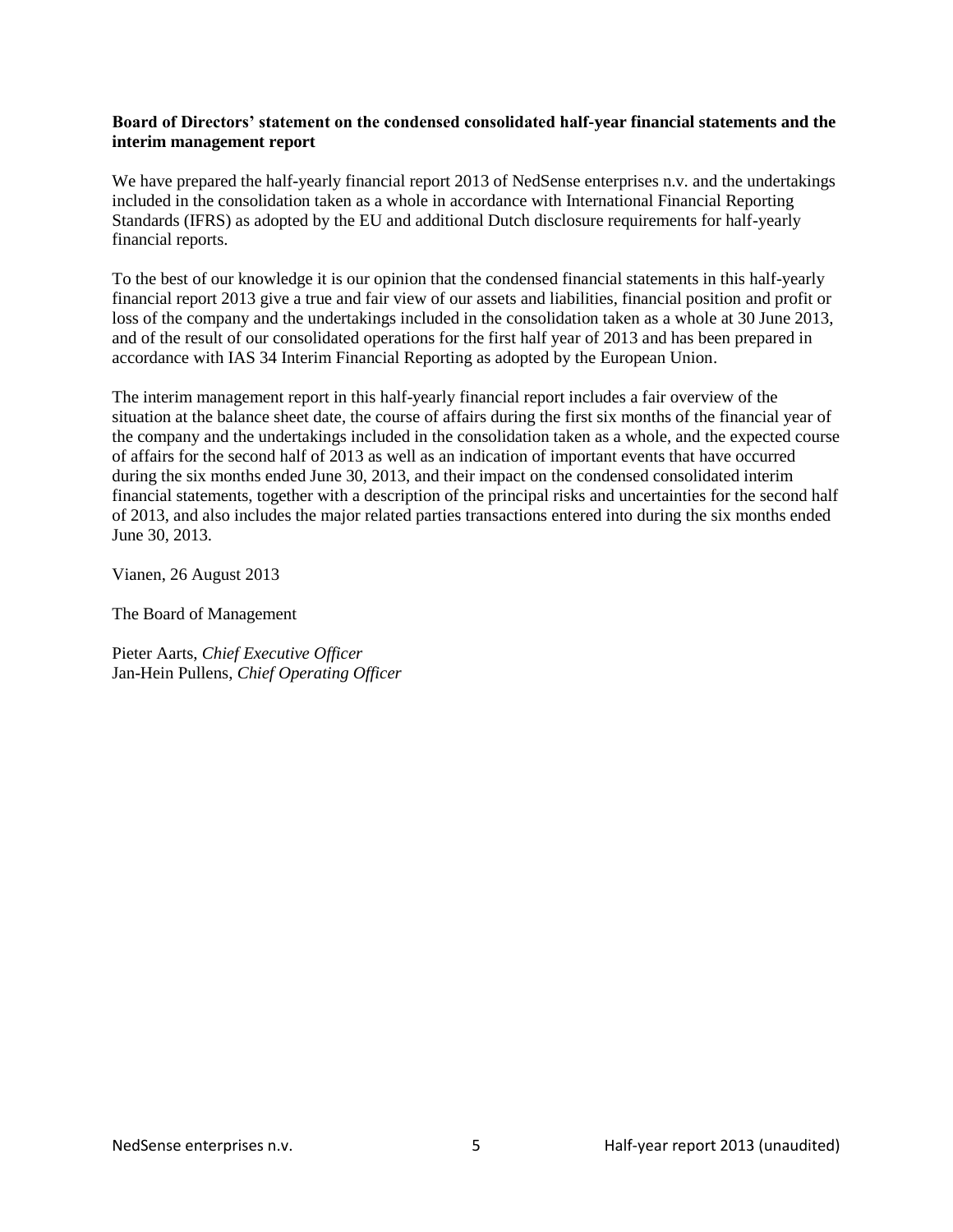**Board of Directors' statement on the condensed consolidated half-year financial statements and the interim management report**

We have prepared the half-yearly financial report 2013 of NedSense enterprises n.v. and the undertakings included in the consolidation taken as a whole in accordance with International Financial Reporting Standards (IFRS) as adopted by the EU and additional Dutch disclosure requirements for half-yearly financial reports.

To the best of our knowledge it is our opinion that the condensed financial statements in this half-yearly financial report 2013 give a true and fair view of our assets and liabilities, financial position and profit or loss of the company and the undertakings included in the consolidation taken as a whole at 30 June 2013, and of the result of our consolidated operations for the first half year of 2013 and has been prepared in accordance with IAS 34 Interim Financial Reporting as adopted by the European Union.

The interim management report in this half-yearly financial report includes a fair overview of the situation at the balance sheet date, the course of affairs during the first six months of the financial year of the company and the undertakings included in the consolidation taken as a whole, and the expected course of affairs for the second half of 2013 as well as an indication of important events that have occurred during the six months ended June 30, 2013, and their impact on the condensed consolidated interim financial statements, together with a description of the principal risks and uncertainties for the second half of 2013, and also includes the major related parties transactions entered into during the six months ended June 30, 2013.

Vianen, 26 August 2013

The Board of Management

Pieter Aarts, *Chief Executive Officer*
Jan-Hein Pullens, *Chief Operating Officer*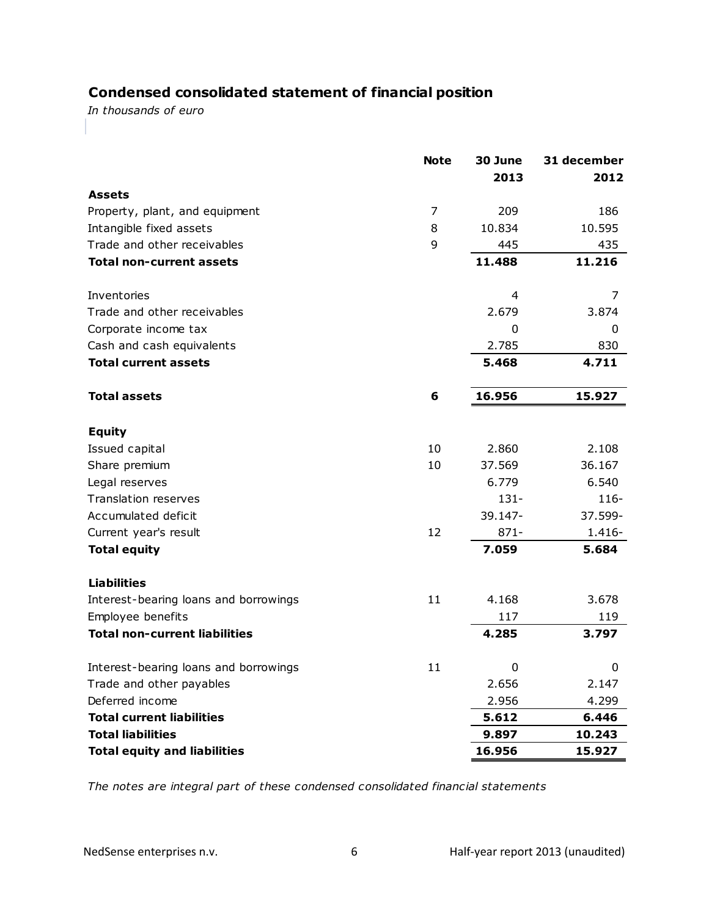## Condensed consolidated statement of financial position

*In thousands of euro*

| | Note | 30 June 2013 | 31 december 2012 |
|---|---|---|---|
| **Assets** | | | |
| Property, plant, and equipment | 7 | 209 | 186 |
| Intangible fixed assets | 8 | 10.834 | 10.595 |
| Trade and other receivables | 9 | 445 | 435 |
| **Total non-current assets** | | **11.488** | **11.216** |
| | | | |
| Inventories | | 4 | 7 |
| Trade and other receivables | | 2.679 | 3.874 |
| Corporate income tax | | 0 | 0 |
| Cash and cash equivalents | | 2.785 | 830 |
| **Total current assets** | | **5.468** | **4.711** |
| | | | |
| **Total assets** | **6** | **16.956** | **15.927** |
| | | | |
| **Equity** | | | |
| Issued capital | 10 | 2.860 | 2.108 |
| Share premium | 10 | 37.569 | 36.167 |
| Legal reserves | | 6.779 | 6.540 |
| Translation reserves | | 131- | 116- |
| Accumulated deficit | | 39.147- | 37.599- |
| Current year's result | 12 | 871- | 1.416- |
| **Total equity** | | **7.059** | **5.684** |
| | | | |
| **Liabilities** | | | |
| Interest-bearing loans and borrowings | 11 | 4.168 | 3.678 |
| Employee benefits | | 117 | 119 |
| **Total non-current liabilities** | | **4.285** | **3.797** |
| | | | |
| Interest-bearing loans and borrowings | 11 | 0 | 0 |
| Trade and other payables | | 2.656 | 2.147 |
| Deferred income | | 2.956 | 4.299 |
| **Total current liabilities** | | **5.612** | **6.446** |
| **Total liabilities** | | **9.897** | **10.243** |
| **Total equity and liabilities** | | **16.956** | **15.927** |

*The notes are integral part of these condensed consolidated financial statements*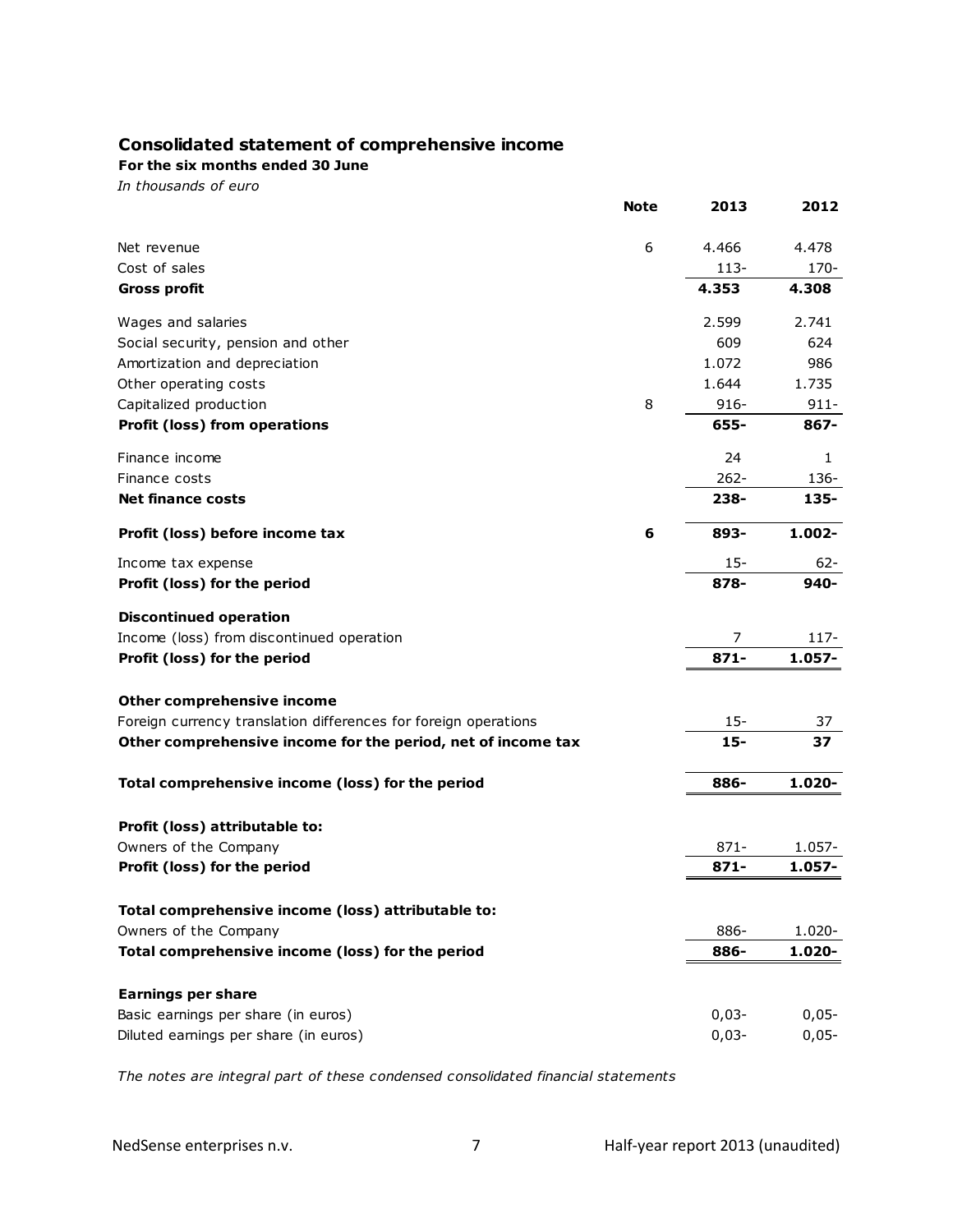## Consolidated statement of comprehensive income

**For the six months ended 30 June**

*In thousands of euro*

| | Note | 2013 | 2012 |
|---|---|---|---|
| Net revenue | 6 | 4.466 | 4.478 |
| Cost of sales | | 113- | 170- |
| **Gross profit** | | **4.353** | **4.308** |
| Wages and salaries | | 2.599 | 2.741 |
| Social security, pension and other | | 609 | 624 |
| Amortization and depreciation | | 1.072 | 986 |
| Other operating costs | | 1.644 | 1.735 |
| Capitalized production | 8 | 916- | 911- |
| **Profit (loss) from operations** | | **655-** | **867-** |
| Finance income | | 24 | 1 |
| Finance costs | | 262- | 136- |
| **Net finance costs** | | **238-** | **135-** |
| **Profit (loss) before income tax** | **6** | **893-** | **1.002-** |
| Income tax expense | | 15- | 62- |
| **Profit (loss) for the period** | | **878-** | **940-** |
| **Discontinued operation** | | | |
| Income (loss) from discontinued operation | | 7 | 117- |
| **Profit (loss) for the period** | | **871-** | **1.057-** |
| **Other comprehensive income** | | | |
| Foreign currency translation differences for foreign operations | | 15- | 37 |
| **Other comprehensive income for the period, net of income tax** | | **15-** | **37** |
| **Total comprehensive income (loss) for the period** | | **886-** | **1.020-** |
| **Profit (loss) attributable to:** | | | |
| Owners of the Company | | 871- | 1.057- |
| **Profit (loss) for the period** | | **871-** | **1.057-** |
| **Total comprehensive income (loss) attributable to:** | | | |
| Owners of the Company | | 886- | 1.020- |
| **Total comprehensive income (loss) for the period** | | **886-** | **1.020-** |
| **Earnings per share** | | | |
| Basic earnings per share (in euros) | | 0,03- | 0,05- |
| Diluted earnings per share (in euros) | | 0,03- | 0,05- |

*The notes are integral part of these condensed consolidated financial statements*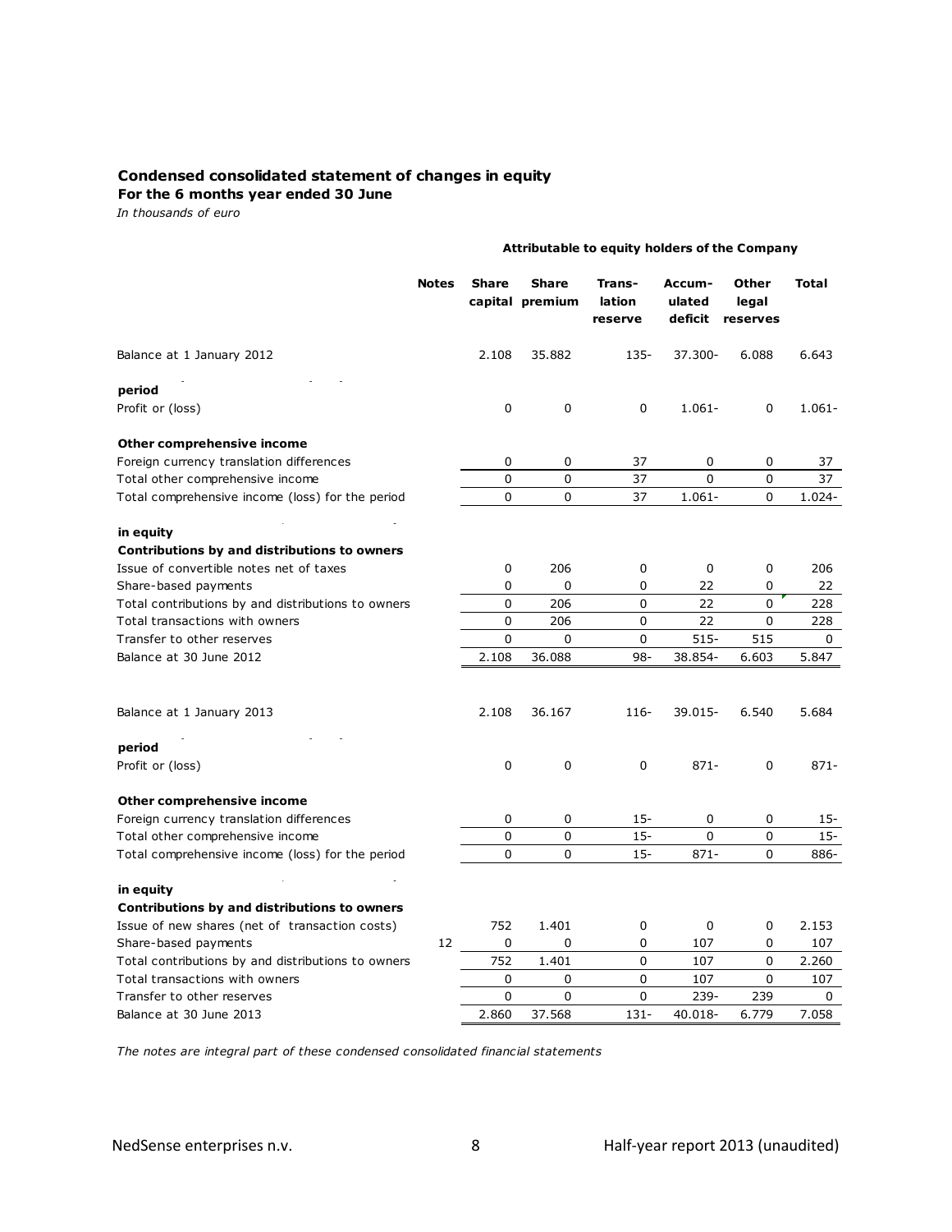**Condensed consolidated statement of changes in equity**
**For the 6 months year ended 30 June**
*In thousands of euro*

| | | Attributable to equity holders of the Company | | | | | |
|---|---|---|---|---|---|---|---|
| | **Notes** | **Share capital** | **Share premium** | **Trans-lation reserve** | **Accum-ulated deficit** | **Other legal reserves** | **Total** |
| Balance at 1 January 2012 | | 2.108 | 35.882 | 135- | 37.300- | 6.088 | 6.643 |
| **period** | | | | | | | |
| Profit or (loss) | | 0 | 0 | 0 | 1.061- | 0 | 1.061- |
| **Other comprehensive income** | | | | | | | |
| Foreign currency translation differences | | 0 | 0 | 37 | 0 | 0 | 37 |
| Total other comprehensive income | | 0 | 0 | 37 | 0 | 0 | 37 |
| Total comprehensive income (loss) for the period | | 0 | 0 | 37 | 1.061- | 0 | 1.024- |
| **in equity** | | | | | | | |
| **Contributions by and distributions to owners** | | | | | | | |
| Issue of convertible notes net of taxes | | 0 | 206 | 0 | 0 | 0 | 206 |
| Share-based payments | | 0 | 0 | 0 | 22 | 0 | 22 |
| Total contributions by and distributions to owners | | 0 | 206 | 0 | 22 | 0 | 228 |
| Total transactions with owners | | 0 | 206 | 0 | 22 | 0 | 228 |
| Transfer to other reserves | | 0 | 0 | 0 | 515- | 515 | 0 |
| Balance at 30 June 2012 | | 2.108 | 36.088 | 98- | 38.854- | 6.603 | 5.847 |
| | | | | | | | |
| Balance at 1 January 2013 | | 2.108 | 36.167 | 116- | 39.015- | 6.540 | 5.684 |
| **period** | | | | | | | |
| Profit or (loss) | | 0 | 0 | 0 | 871- | 0 | 871- |
| **Other comprehensive income** | | | | | | | |
| Foreign currency translation differences | | 0 | 0 | 15- | 0 | 0 | 15- |
| Total other comprehensive income | | 0 | 0 | 15- | 0 | 0 | 15- |
| Total comprehensive income (loss) for the period | | 0 | 0 | 15- | 871- | 0 | 886- |
| **in equity** | | | | | | | |
| **Contributions by and distributions to owners** | | | | | | | |
| Issue of new shares (net of transaction costs) | | 752 | 1.401 | 0 | 0 | 0 | 2.153 |
| Share-based payments | 12 | 0 | 0 | 0 | 107 | 0 | 107 |
| Total contributions by and distributions to owners | | 752 | 1.401 | 0 | 107 | 0 | 2.260 |
| Total transactions with owners | | 0 | 0 | 0 | 107 | 0 | 107 |
| Transfer to other reserves | | 0 | 0 | 0 | 239- | 239 | 0 |
| Balance at 30 June 2013 | | 2.860 | 37.568 | 131- | 40.018- | 6.779 | 7.058 |

*The notes are integral part of these condensed consolidated financial statements*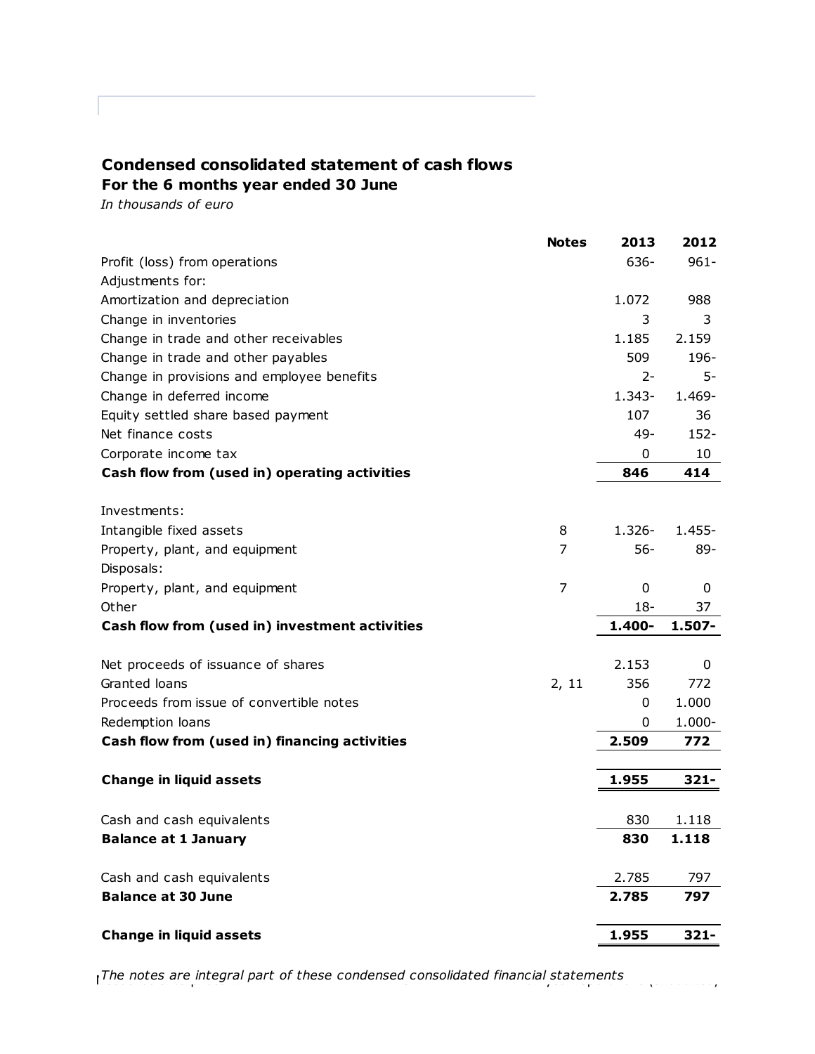## Condensed consolidated statement of cash flows

### For the 6 months year ended 30 June

*In thousands of euro*

| | Notes | 2013 | 2012 |
|---|---|---|---|
| Profit (loss) from operations | | 636- | 961- |
| Adjustments for: | | | |
| Amortization and depreciation | | 1.072 | 988 |
| Change in inventories | | 3 | 3 |
| Change in trade and other receivables | | 1.185 | 2.159 |
| Change in trade and other payables | | 509 | 196- |
| Change in provisions and employee benefits | | 2- | 5- |
| Change in deferred income | | 1.343- | 1.469- |
| Equity settled share based payment | | 107 | 36 |
| Net finance costs | | 49- | 152- |
| Corporate income tax | | 0 | 10 |
| **Cash flow from (used in) operating activities** | | **846** | **414** |
| | | | |
| Investments: | | | |
| Intangible fixed assets | 8 | 1.326- | 1.455- |
| Property, plant, and equipment | 7 | 56- | 89- |
| Disposals: | | | |
| Property, plant, and equipment | 7 | 0 | 0 |
| Other | | 18- | 37 |
| **Cash flow from (used in) investment activities** | | **1.400-** | **1.507-** |
| | | | |
| Net proceeds of issuance of shares | | 2.153 | 0 |
| Granted loans | 2, 11 | 356 | 772 |
| Proceeds from issue of convertible notes | | 0 | 1.000 |
| Redemption loans | | 0 | 1.000- |
| **Cash flow from (used in) financing activities** | | **2.509** | **772** |
| | | | |
| **Change in liquid assets** | | **1.955** | **321-** |
| | | | |
| Cash and cash equivalents | | 830 | 1.118 |
| **Balance at 1 January** | | **830** | **1.118** |
| | | | |
| Cash and cash equivalents | | 2.785 | 797 |
| **Balance at 30 June** | | **2.785** | **797** |
| | | | |
| **Change in liquid assets** | | **1.955** | **321-** |

*The notes are integral part of these condensed consolidated financial statements*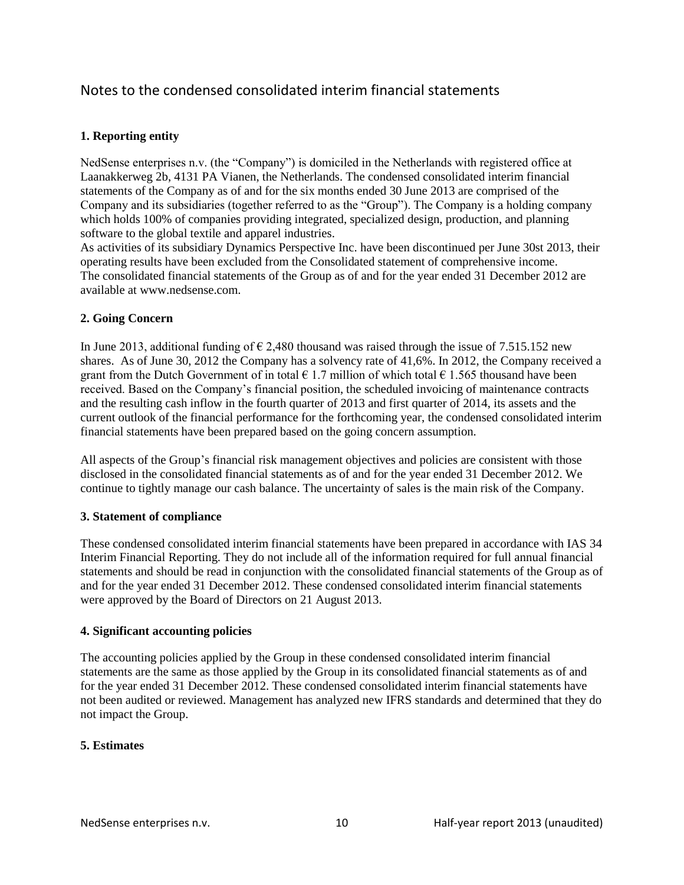# Notes to the condensed consolidated interim financial statements

## 1. Reporting entity

NedSense enterprises n.v. (the "Company") is domiciled in the Netherlands with registered office at Laanakkerweg 2b, 4131 PA Vianen, the Netherlands. The condensed consolidated interim financial statements of the Company as of and for the six months ended 30 June 2013 are comprised of the Company and its subsidiaries (together referred to as the "Group"). The Company is a holding company which holds 100% of companies providing integrated, specialized design, production, and planning software to the global textile and apparel industries.
As activities of its subsidiary Dynamics Perspective Inc. have been discontinued per June 30st 2013, their operating results have been excluded from the Consolidated statement of comprehensive income.
The consolidated financial statements of the Group as of and for the year ended 31 December 2012 are available at www.nedsense.com.

## 2. Going Concern

In June 2013, additional funding of € 2,480 thousand was raised through the issue of 7.515.152 new shares. As of June 30, 2012 the Company has a solvency rate of 41,6%. In 2012, the Company received a grant from the Dutch Government of in total € 1.7 million of which total € 1.565 thousand have been received. Based on the Company's financial position, the scheduled invoicing of maintenance contracts and the resulting cash inflow in the fourth quarter of 2013 and first quarter of 2014, its assets and the current outlook of the financial performance for the forthcoming year, the condensed consolidated interim financial statements have been prepared based on the going concern assumption.

All aspects of the Group's financial risk management objectives and policies are consistent with those disclosed in the consolidated financial statements as of and for the year ended 31 December 2012. We continue to tightly manage our cash balance. The uncertainty of sales is the main risk of the Company.

## 3. Statement of compliance

These condensed consolidated interim financial statements have been prepared in accordance with IAS 34 Interim Financial Reporting. They do not include all of the information required for full annual financial statements and should be read in conjunction with the consolidated financial statements of the Group as of and for the year ended 31 December 2012. These condensed consolidated interim financial statements were approved by the Board of Directors on 21 August 2013.

## 4. Significant accounting policies

The accounting policies applied by the Group in these condensed consolidated interim financial statements are the same as those applied by the Group in its consolidated financial statements as of and for the year ended 31 December 2012. These condensed consolidated interim financial statements have not been audited or reviewed. Management has analyzed new IFRS standards and determined that they do not impact the Group.

## 5. Estimates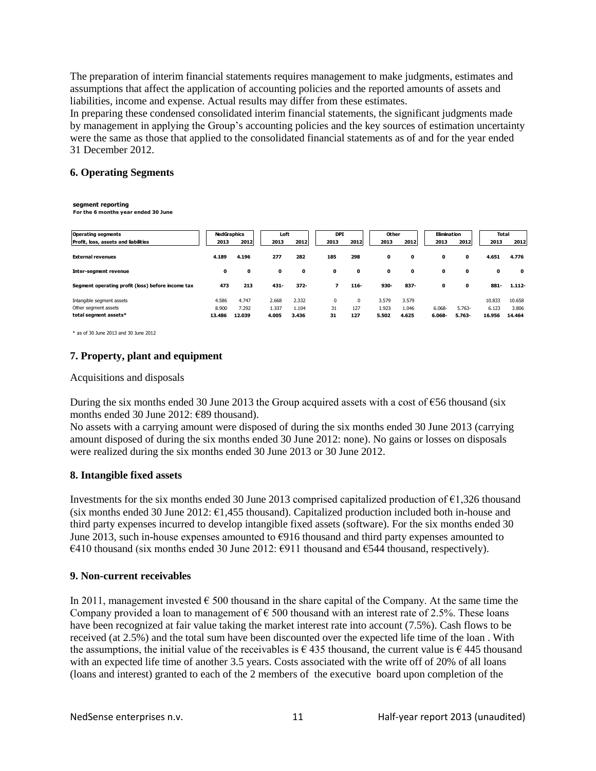The preparation of interim financial statements requires management to make judgments, estimates and assumptions that affect the application of accounting policies and the reported amounts of assets and liabilities, income and expense. Actual results may differ from these estimates.
In preparing these condensed consolidated interim financial statements, the significant judgments made by management in applying the Group's accounting policies and the key sources of estimation uncertainty were the same as those that applied to the consolidated financial statements as of and for the year ended 31 December 2012.

## 6. Operating Segments

**segment reporting**
**For the 6 months year ended 30 June**

| Operating segments | NedGraphics | | Loft | | DPI | | Other | | Elimination | | Total | |
|---|---|---|---|---|---|---|---|---|---|---|---|---|
| Profit, loss, assets and liabilities | 2013 | 2012 | 2013 | 2012 | 2013 | 2012 | 2013 | 2012 | 2013 | 2012 | 2013 | 2012 |
| **External revenues** | **4.189** | **4.196** | **277** | **282** | **185** | **298** | **0** | **0** | **0** | **0** | **4.651** | **4.776** |
| **Inter-segment revenue** | **0** | **0** | **0** | **0** | **0** | **0** | **0** | **0** | **0** | **0** | **0** | **0** |
| **Segment operating profit (loss) before income tax** | **473** | **213** | **431-** | **372-** | **7** | **116-** | **930-** | **837-** | **0** | **0** | **881-** | **1.112-** |
| Intangible segment assets | 4.586 | 4.747 | 2.668 | 2.332 | 0 | 0 | 3.579 | 3.579 | | | 10.833 | 10.658 |
| Other segment assets | 8.900 | 7.292 | 1.337 | 1.104 | 31 | 127 | 1.923 | 1.046 | 6.068- | 5.763- | 6.123 | 3.806 |
| **total segment assets*** | **13.486** | **12.039** | **4.005** | **3.436** | **31** | **127** | **5.502** | **4.625** | **6.068-** | **5.763-** | **16.956** | **14.464** |

* as of 30 June 2013 and 30 June 2012

## 7. Property, plant and equipment

Acquisitions and disposals

During the six months ended 30 June 2013 the Group acquired assets with a cost of €56 thousand (six months ended 30 June 2012: €89 thousand).
No assets with a carrying amount were disposed of during the six months ended 30 June 2013 (carrying amount disposed of during the six months ended 30 June 2012: none). No gains or losses on disposals were realized during the six months ended 30 June 2013 or 30 June 2012.

## 8. Intangible fixed assets

Investments for the six months ended 30 June 2013 comprised capitalized production of €1,326 thousand (six months ended 30 June 2012: €1,455 thousand). Capitalized production included both in-house and third party expenses incurred to develop intangible fixed assets (software). For the six months ended 30 June 2013, such in-house expenses amounted to €916 thousand and third party expenses amounted to €410 thousand (six months ended 30 June 2012: €911 thousand and €544 thousand, respectively).

## 9. Non-current receivables

In 2011, management invested € 500 thousand in the share capital of the Company. At the same time the Company provided a loan to management of € 500 thousand with an interest rate of 2.5%. These loans have been recognized at fair value taking the market interest rate into account (7.5%). Cash flows to be received (at 2.5%) and the total sum have been discounted over the expected life time of the loan . With the assumptions, the initial value of the receivables is € 435 thousand, the current value is € 445 thousand with an expected life time of another 3.5 years. Costs associated with the write off of 20% of all loans (loans and interest) granted to each of the 2 members of the executive board upon completion of the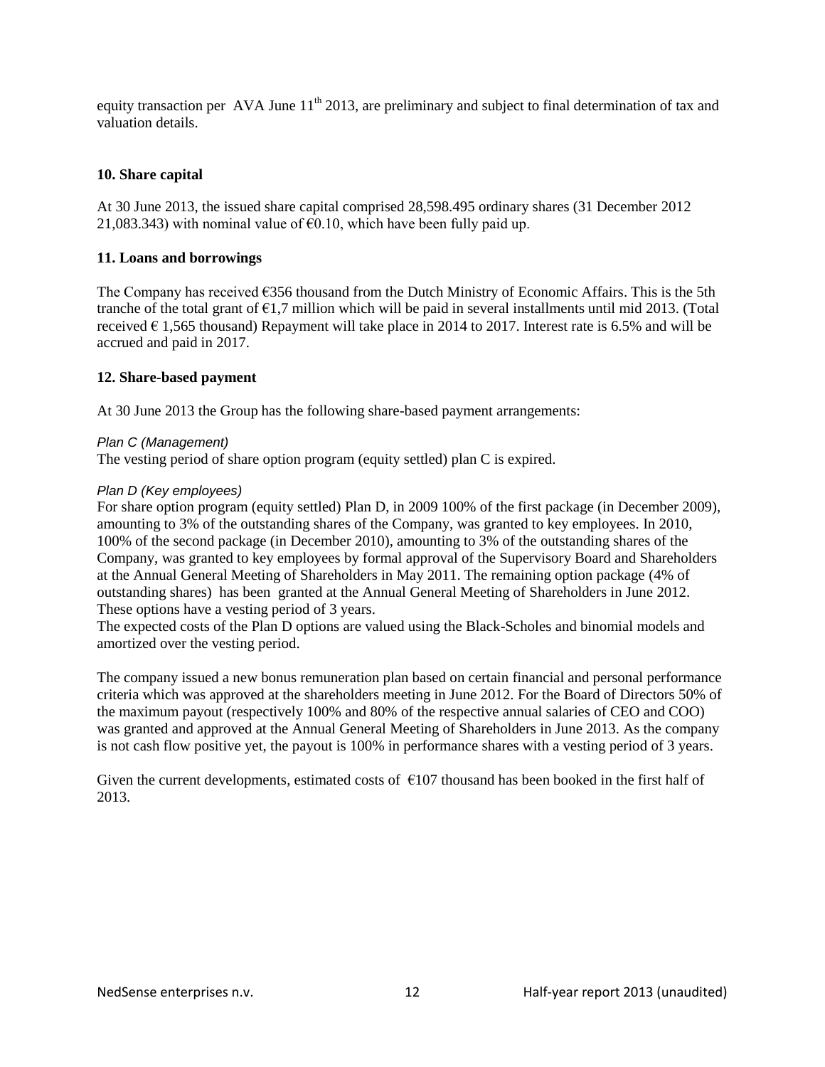equity transaction per AVA June 11th 2013, are preliminary and subject to final determination of tax and valuation details.

### 10. Share capital

At 30 June 2013, the issued share capital comprised 28,598.495 ordinary shares (31 December 2012 21,083.343) with nominal value of €0.10, which have been fully paid up.

### 11. Loans and borrowings

The Company has received €356 thousand from the Dutch Ministry of Economic Affairs. This is the 5th tranche of the total grant of €1,7 million which will be paid in several installments until mid 2013. (Total received € 1,565 thousand) Repayment will take place in 2014 to 2017. Interest rate is 6.5% and will be accrued and paid in 2017.

### 12. Share-based payment

At 30 June 2013 the Group has the following share-based payment arrangements:

*Plan C (Management)*

The vesting period of share option program (equity settled) plan C is expired.

*Plan D (Key employees)*

For share option program (equity settled) Plan D, in 2009 100% of the first package (in December 2009), amounting to 3% of the outstanding shares of the Company, was granted to key employees. In 2010, 100% of the second package (in December 2010), amounting to 3% of the outstanding shares of the Company, was granted to key employees by formal approval of the Supervisory Board and Shareholders at the Annual General Meeting of Shareholders in May 2011. The remaining option package (4% of outstanding shares) has been granted at the Annual General Meeting of Shareholders in June 2012. These options have a vesting period of 3 years.

The expected costs of the Plan D options are valued using the Black-Scholes and binomial models and amortized over the vesting period.

The company issued a new bonus remuneration plan based on certain financial and personal performance criteria which was approved at the shareholders meeting in June 2012. For the Board of Directors 50% of the maximum payout (respectively 100% and 80% of the respective annual salaries of CEO and COO) was granted and approved at the Annual General Meeting of Shareholders in June 2013. As the company is not cash flow positive yet, the payout is 100% in performance shares with a vesting period of 3 years.

Given the current developments, estimated costs of €107 thousand has been booked in the first half of 2013.